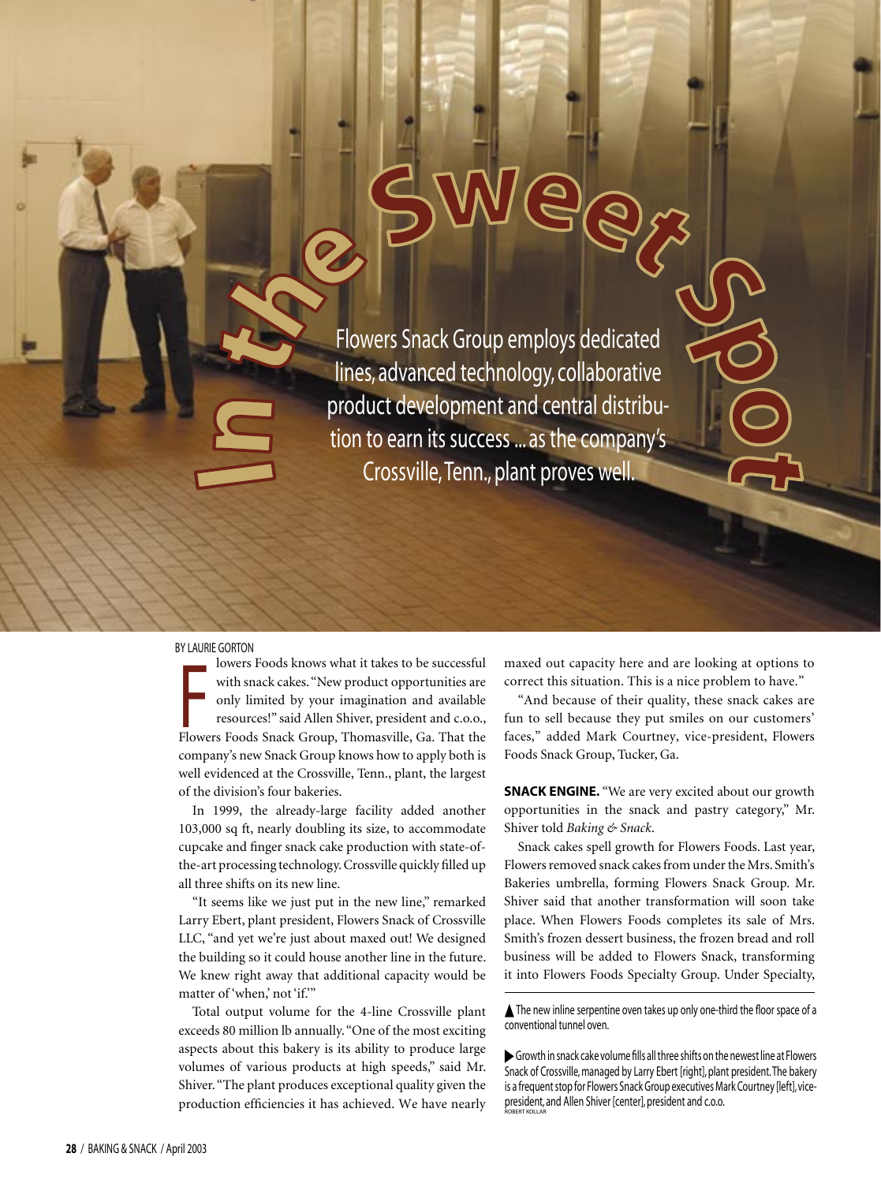# In the Sweet Spot

Flowers Snack Group employs dedicated lines, advanced technology, collaborative product development and central distribution to earn its success ... as the company's Crossville, Tenn., plant proves well.

BY LAURIE GORTON

Flowers Foods knows what it takes to be successful with snack cakes. "New product opportunities are only limited by your imagination and available resources!" said Allen Shiver, president and c.o.o., Flowers Foods Snack Group, Thomasville, Ga. That the company's new Snack Group knows how to apply both is well evidenced at the Crossville, Tenn., plant, the largest of the division's four bakeries.

In 1999, the already-large facility added another 103,000 sq ft, nearly doubling its size, to accommodate cupcake and finger snack cake production with state-of-the-art processing technology. Crossville quickly filled up all three shifts on its new line.

"It seems like we just put in the new line," remarked Larry Ebert, plant president, Flowers Snack of Crossville LLC, "and yet we're just about maxed out! We designed the building so it could house another line in the future. We knew right away that additional capacity would be matter of 'when,' not 'if.'"

Total output volume for the 4-line Crossville plant exceeds 80 million lb annually. "One of the most exciting aspects about this bakery is its ability to produce large volumes of various products at high speeds," said Mr. Shiver. "The plant produces exceptional quality given the production efficiencies it has achieved. We have nearly maxed out capacity here and are looking at options to correct this situation. This is a nice problem to have."

"And because of their quality, these snack cakes are fun to sell because they put smiles on our customers' faces," added Mark Courtney, vice-president, Flowers Foods Snack Group, Tucker, Ga.

**SNACK ENGINE.** "We are very excited about our growth opportunities in the snack and pastry category," Mr. Shiver told *Baking & Snack*.

Snack cakes spell growth for Flowers Foods. Last year, Flowers removed snack cakes from under the Mrs. Smith's Bakeries umbrella, forming Flowers Snack Group. Mr. Shiver said that another transformation will soon take place. When Flowers Foods completes its sale of Mrs. Smith's frozen dessert business, the frozen bread and roll business will be added to Flowers Snack, transforming it into Flowers Foods Specialty Group. Under Specialty,

▲The new inline serpentine oven takes up only one-third the floor space of a conventional tunnel oven.

▶Growth in snack cake volume fills all three shifts on the newest line at Flowers Snack of Crossville, managed by Larry Ebert [right], plant president. The bakery is a frequent stop for Flowers Snack Group executives Mark Courtney [left], vice-president, and Allen Shiver [center], president and c.o.o.

ROBERT KOLLAR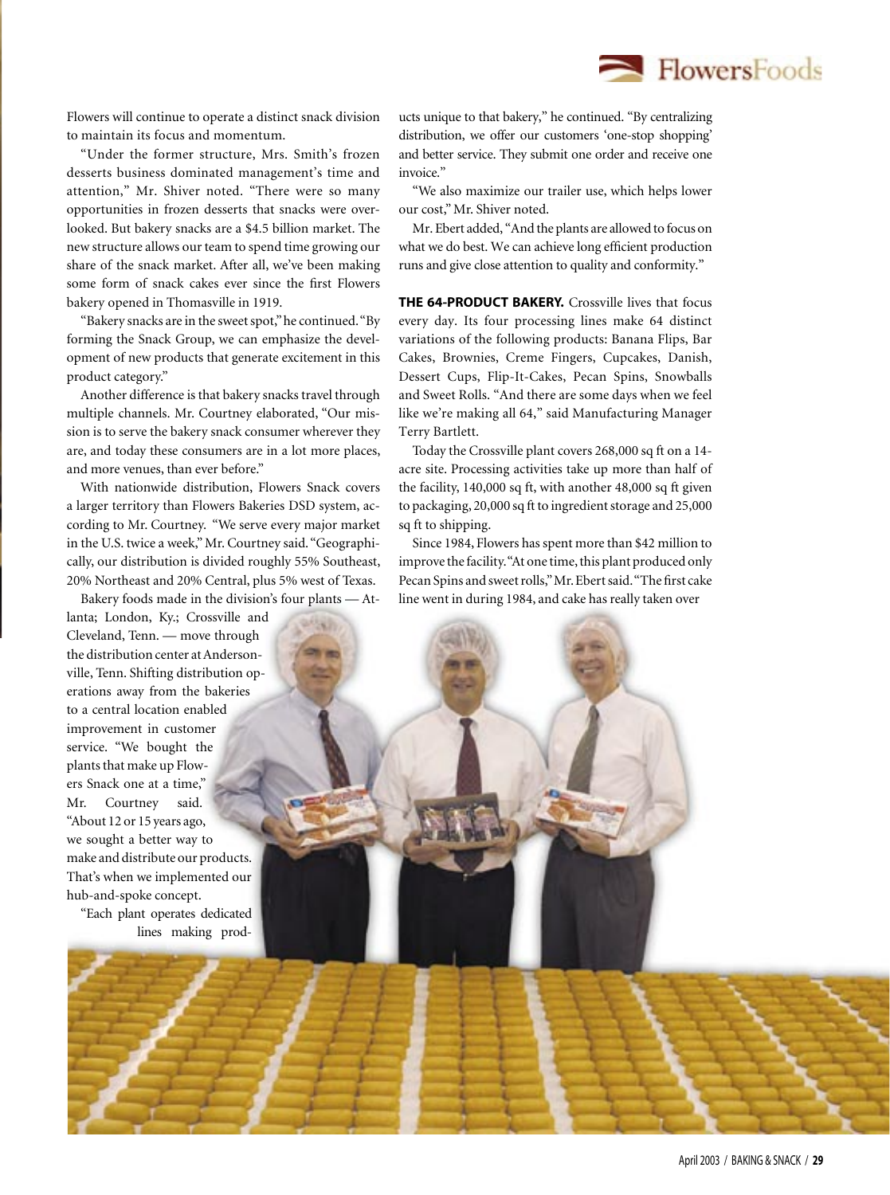Flowers will continue to operate a distinct snack division to maintain its focus and momentum.

"Under the former structure, Mrs. Smith's frozen desserts business dominated management's time and attention," Mr. Shiver noted. "There were so many opportunities in frozen desserts that snacks were overlooked. But bakery snacks are a $4.5 billion market. The new structure allows our team to spend time growing our share of the snack market. After all, we've been making some form of snack cakes ever since the first Flowers bakery opened in Thomasville in 1919.

"Bakery snacks are in the sweet spot," he continued. "By forming the Snack Group, we can emphasize the development of new products that generate excitement in this product category."

Another difference is that bakery snacks travel through multiple channels. Mr. Courtney elaborated, "Our mission is to serve the bakery snack consumer wherever they are, and today these consumers are in a lot more places, and more venues, than ever before."

With nationwide distribution, Flowers Snack covers a larger territory than Flowers Bakeries DSD system, according to Mr. Courtney. "We serve every major market in the U.S. twice a week," Mr. Courtney said. "Geographically, our distribution is divided roughly 55% Southeast, 20% Northeast and 20% Central, plus 5% west of Texas.

Bakery foods made in the division's four plants — Atlanta; London, Ky.; Crossville and Cleveland, Tenn. — move through the distribution center at Andersonville, Tenn. Shifting distribution operations away from the bakeries to a central location enabled improvement in customer service. "We bought the plants that make up Flowers Snack one at a time," Mr. Courtney said. "About 12 or 15 years ago, we sought a better way to make and distribute our products. That's when we implemented our hub-and-spoke concept.

"Each plant operates dedicated lines making products unique to that bakery," he continued. "By centralizing distribution, we offer our customers 'one-stop shopping' and better service. They submit one order and receive one invoice."

"We also maximize our trailer use, which helps lower our cost," Mr. Shiver noted.

Mr. Ebert added, "And the plants are allowed to focus on what we do best. We can achieve long efficient production runs and give close attention to quality and conformity."

**THE 64-PRODUCT BAKERY.** Crossville lives that focus every day. Its four processing lines make 64 distinct variations of the following products: Banana Flips, Bar Cakes, Brownies, Creme Fingers, Cupcakes, Danish, Dessert Cups, Flip-It-Cakes, Pecan Spins, Snowballs and Sweet Rolls. "And there are some days when we feel like we're making all 64," said Manufacturing Manager Terry Bartlett.

Today the Crossville plant covers 268,000 sq ft on a 14-acre site. Processing activities take up more than half of the facility, 140,000 sq ft, with another 48,000 sq ft given to packaging, 20,000 sq ft to ingredient storage and 25,000 sq ft to shipping.

Since 1984, Flowers has spent more than $42 million to improve the facility. "At one time, this plant produced only Pecan Spins and sweet rolls," Mr. Ebert said. "The first cake line went in during 1984, and cake has really taken over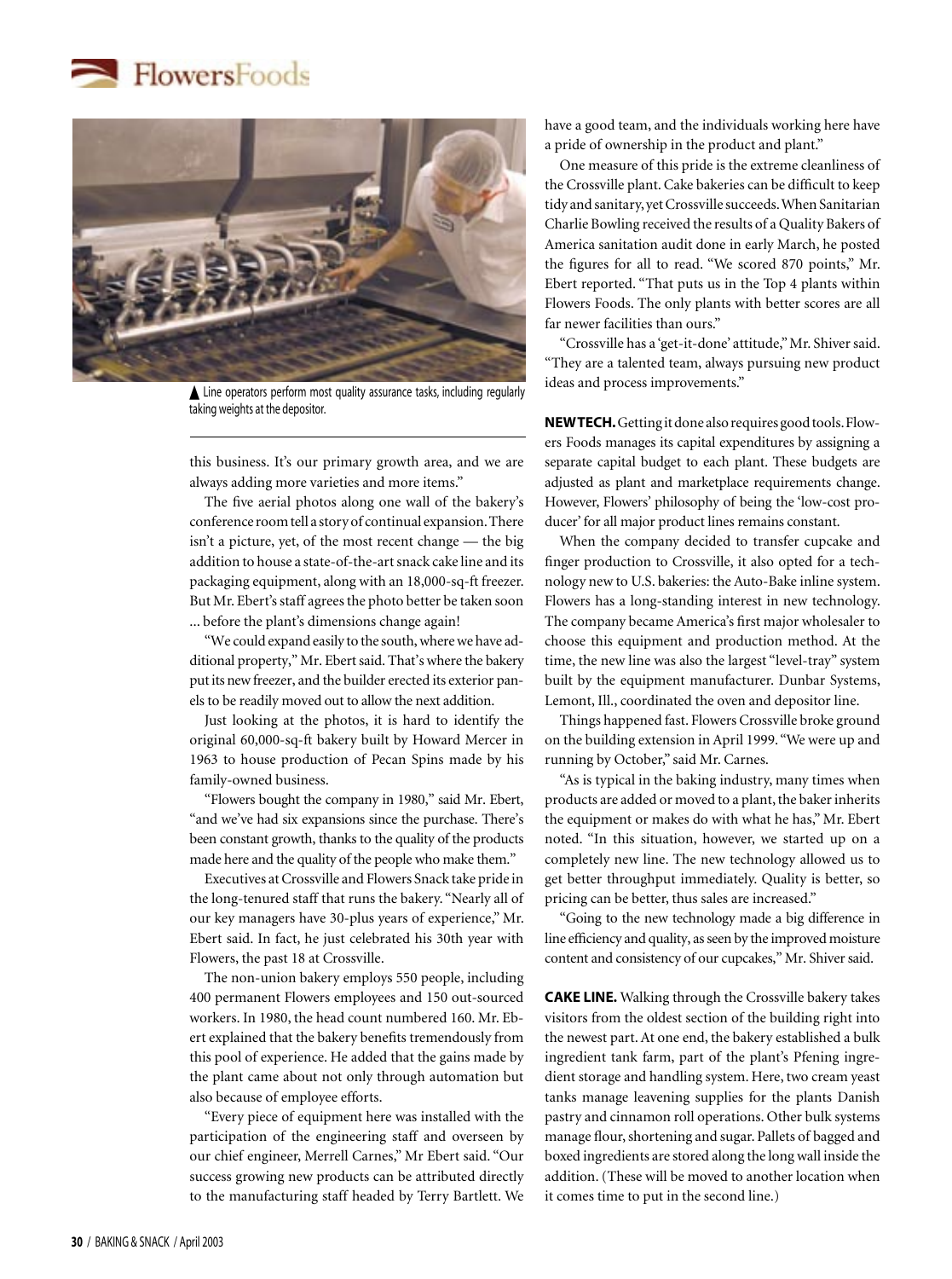▲ Line operators perform most quality assurance tasks, including regularly taking weights at the depositor.

this business. It's our primary growth area, and we are always adding more varieties and more items."

The five aerial photos along one wall of the bakery's conference room tell a story of continual expansion. There isn't a picture, yet, of the most recent change — the big addition to house a state-of-the-art snack cake line and its packaging equipment, along with an 18,000-sq-ft freezer. But Mr. Ebert's staff agrees the photo better be taken soon ... before the plant's dimensions change again!

"We could expand easily to the south, where we have additional property," Mr. Ebert said. That's where the bakery put its new freezer, and the builder erected its exterior panels to be readily moved out to allow the next addition.

Just looking at the photos, it is hard to identify the original 60,000-sq-ft bakery built by Howard Mercer in 1963 to house production of Pecan Spins made by his family-owned business.

"Flowers bought the company in 1980," said Mr. Ebert, "and we've had six expansions since the purchase. There's been constant growth, thanks to the quality of the products made here and the quality of the people who make them."

Executives at Crossville and Flowers Snack take pride in the long-tenured staff that runs the bakery. "Nearly all of our key managers have 30-plus years of experience," Mr. Ebert said. In fact, he just celebrated his 30th year with Flowers, the past 18 at Crossville.

The non-union bakery employs 550 people, including 400 permanent Flowers employees and 150 out-sourced workers. In 1980, the head count numbered 160. Mr. Ebert explained that the bakery benefits tremendously from this pool of experience. He added that the gains made by the plant came about not only through automation but also because of employee efforts.

"Every piece of equipment here was installed with the participation of the engineering staff and overseen by our chief engineer, Merrell Carnes," Mr Ebert said. "Our success growing new products can be attributed directly to the manufacturing staff headed by Terry Bartlett. We have a good team, and the individuals working here have a pride of ownership in the product and plant."

One measure of this pride is the extreme cleanliness of the Crossville plant. Cake bakeries can be difficult to keep tidy and sanitary, yet Crossville succeeds. When Sanitarian Charlie Bowling received the results of a Quality Bakers of America sanitation audit done in early March, he posted the figures for all to read. "We scored 870 points," Mr. Ebert reported. "That puts us in the Top 4 plants within Flowers Foods. The only plants with better scores are all far newer facilities than ours."

"Crossville has a 'get-it-done' attitude," Mr. Shiver said. "They are a talented team, always pursuing new product ideas and process improvements."

**NEW TECH.** Getting it done also requires good tools. Flowers Foods manages its capital expenditures by assigning a separate capital budget to each plant. These budgets are adjusted as plant and marketplace requirements change. However, Flowers' philosophy of being the 'low-cost producer' for all major product lines remains constant.

When the company decided to transfer cupcake and finger production to Crossville, it also opted for a technology new to U.S. bakeries: the Auto-Bake inline system. Flowers has a long-standing interest in new technology. The company became America's first major wholesaler to choose this equipment and production method. At the time, the new line was also the largest "level-tray" system built by the equipment manufacturer. Dunbar Systems, Lemont, Ill., coordinated the oven and depositor line.

Things happened fast. Flowers Crossville broke ground on the building extension in April 1999. "We were up and running by October," said Mr. Carnes.

"As is typical in the baking industry, many times when products are added or moved to a plant, the baker inherits the equipment or makes do with what he has," Mr. Ebert noted. "In this situation, however, we started up on a completely new line. The new technology allowed us to get better throughput immediately. Quality is better, so pricing can be better, thus sales are increased."

"Going to the new technology made a big difference in line efficiency and quality, as seen by the improved moisture content and consistency of our cupcakes," Mr. Shiver said.

**CAKE LINE.** Walking through the Crossville bakery takes visitors from the oldest section of the building right into the newest part. At one end, the bakery established a bulk ingredient tank farm, part of the plant's Pfening ingredient storage and handling system. Here, two cream yeast tanks manage leavening supplies for the plants Danish pastry and cinnamon roll operations. Other bulk systems manage flour, shortening and sugar. Pallets of bagged and boxed ingredients are stored along the long wall inside the addition. (These will be moved to another location when it comes time to put in the second line.)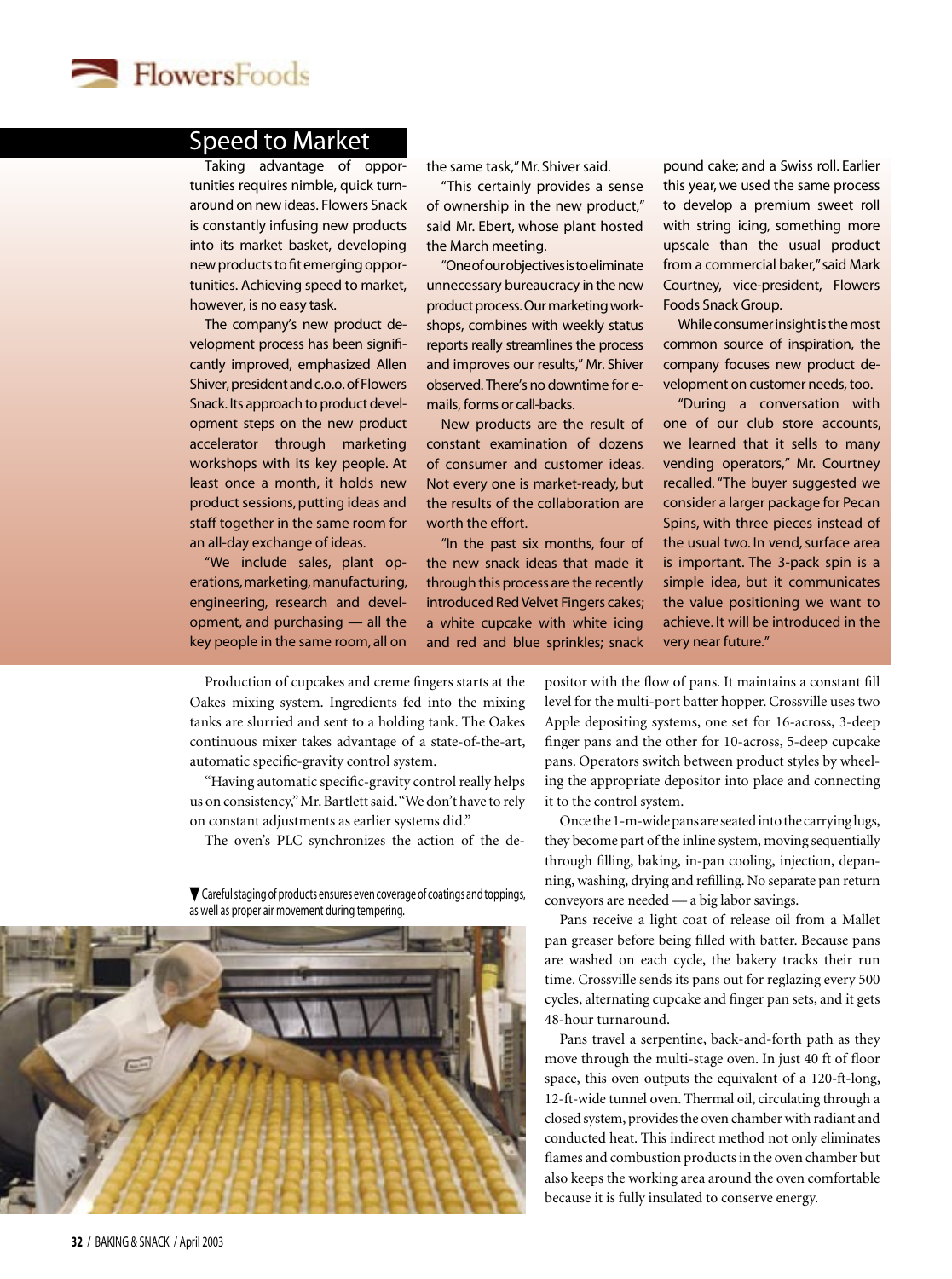## Speed to Market

Taking advantage of opportunities requires nimble, quick turnaround on new ideas. Flowers Snack is constantly infusing new products into its market basket, developing new products to fit emerging opportunities. Achieving speed to market, however, is no easy task.

The company's new product development process has been significantly improved, emphasized Allen Shiver, president and c.o.o. of Flowers Snack. Its approach to product development steps on the new product accelerator through marketing workshops with its key people. At least once a month, it holds new product sessions, putting ideas and staff together in the same room for an all-day exchange of ideas.

"We include sales, plant operations, marketing, manufacturing, engineering, research and development, and purchasing — all the key people in the same room, all on the same task," Mr. Shiver said.

"This certainly provides a sense of ownership in the new product," said Mr. Ebert, whose plant hosted the March meeting.

"One of our objectives is to eliminate unnecessary bureaucracy in the new product process. Our marketing workshops, combines with weekly status reports really streamlines the process and improves our results," Mr. Shiver observed. There's no downtime for e-mails, forms or call-backs.

New products are the result of constant examination of dozens of consumer and customer ideas. Not every one is market-ready, but the results of the collaboration are worth the effort.

"In the past six months, four of the new snack ideas that made it through this process are the recently introduced Red Velvet Fingers cakes; a white cupcake with white icing and red and blue sprinkles; snack pound cake; and a Swiss roll. Earlier this year, we used the same process to develop a premium sweet roll with string icing, something more upscale than the usual product from a commercial baker," said Mark Courtney, vice-president, Flowers Foods Snack Group.

While consumer insight is the most common source of inspiration, the company focuses new product development on customer needs, too.

"During a conversation with one of our club store accounts, we learned that it sells to many vending operators," Mr. Courtney recalled. "The buyer suggested we consider a larger package for Pecan Spins, with three pieces instead of the usual two. In vend, surface area is important. The 3-pack spin is a simple idea, but it communicates the value positioning we want to achieve. It will be introduced in the very near future."

---

Production of cupcakes and creme fingers starts at the Oakes mixing system. Ingredients fed into the mixing tanks are slurried and sent to a holding tank. The Oakes continuous mixer takes advantage of a state-of-the-art, automatic specific-gravity control system.

"Having automatic specific-gravity control really helps us on consistency," Mr. Bartlett said. "We don't have to rely on constant adjustments as earlier systems did."

The oven's PLC synchronizes the action of the depositor with the flow of pans. It maintains a constant fill level for the multi-port batter hopper. Crossville uses two Apple depositing systems, one set for 16-across, 3-deep finger pans and the other for 10-across, 5-deep cupcake pans. Operators switch between product styles by wheeling the appropriate depositor into place and connecting it to the control system.

Once the 1-m-wide pans are seated into the carrying lugs, they become part of the inline system, moving sequentially through filling, baking, in-pan cooling, injection, depanning, washing, drying and refilling. No separate pan return conveyors are needed — a big labor savings.

Pans receive a light coat of release oil from a Mallet pan greaser before being filled with batter. Because pans are washed on each cycle, the bakery tracks their run time. Crossville sends its pans out for reglazing every 500 cycles, alternating cupcake and finger pan sets, and it gets 48-hour turnaround.

Pans travel a serpentine, back-and-forth path as they move through the multi-stage oven. In just 40 ft of floor space, this oven outputs the equivalent of a 120-ft-long, 12-ft-wide tunnel oven. Thermal oil, circulating through a closed system, provides the oven chamber with radiant and conducted heat. This indirect method not only eliminates flames and combustion products in the oven chamber but also keeps the working area around the oven comfortable because it is fully insulated to conserve energy.

▼ Careful staging of products ensures even coverage of coatings and toppings, as well as proper air movement during tempering.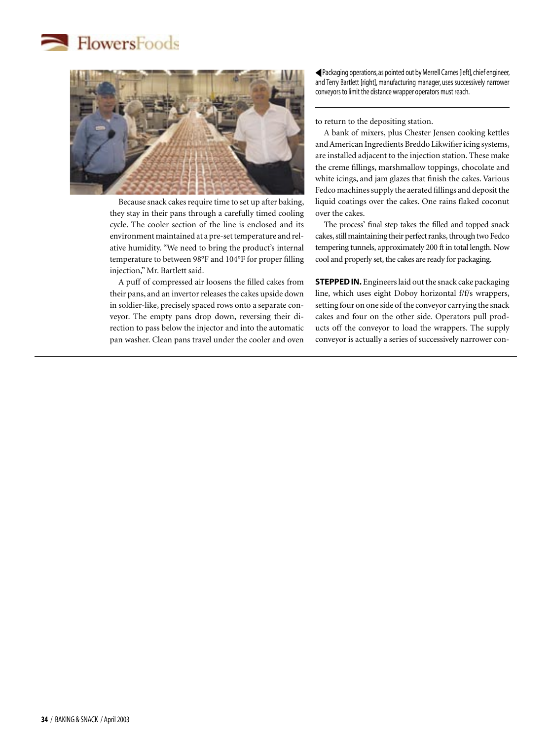◀Packaging operations, as pointed out by Merrell Carnes [left], chief engineer, and Terry Bartlett [right], manufacturing manager, uses successively narrower conveyors to limit the distance wrapper operators must reach.

Because snack cakes require time to set up after baking, they stay in their pans through a carefully timed cooling cycle. The cooler section of the line is enclosed and its environment maintained at a pre-set temperature and relative humidity. "We need to bring the product's internal temperature to between 98°F and 104°F for proper filling injection," Mr. Bartlett said.

A puff of compressed air loosens the filled cakes from their pans, and an invertor releases the cakes upside down in soldier-like, precisely spaced rows onto a separate conveyor. The empty pans drop down, reversing their direction to pass below the injector and into the automatic pan washer. Clean pans travel under the cooler and oven to return to the depositing station.

A bank of mixers, plus Chester Jensen cooking kettles and American Ingredients Breddo Likwifier icing systems, are installed adjacent to the injection station. These make the creme fillings, marshmallow toppings, chocolate and white icings, and jam glazes that finish the cakes. Various Fedco machines supply the aerated fillings and deposit the liquid coatings over the cakes. One rains flaked coconut over the cakes.

The process' final step takes the filled and topped snack cakes, still maintaining their perfect ranks, through two Fedco tempering tunnels, approximately 200 ft in total length. Now cool and properly set, the cakes are ready for packaging.

**STEPPED IN.** Engineers laid out the snack cake packaging line, which uses eight Doboy horizontal f/f/s wrappers, setting four on one side of the conveyor carrying the snack cakes and four on the other side. Operators pull products off the conveyor to load the wrappers. The supply conveyor is actually a series of successively narrower con-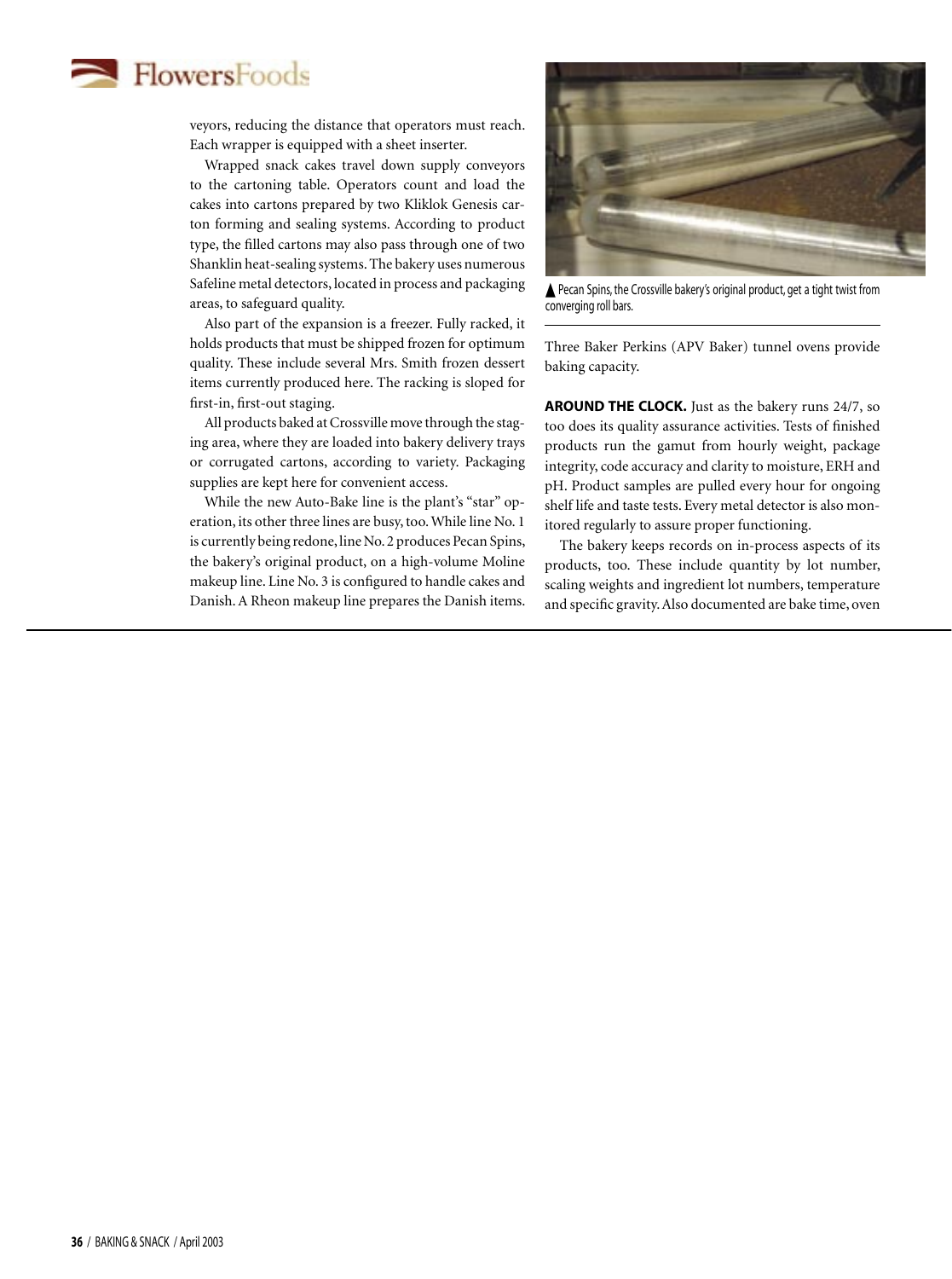veyors, reducing the distance that operators must reach. Each wrapper is equipped with a sheet inserter.

Wrapped snack cakes travel down supply conveyors to the cartoning table. Operators count and load the cakes into cartons prepared by two Kliklok Genesis carton forming and sealing systems. According to product type, the filled cartons may also pass through one of two Shanklin heat-sealing systems. The bakery uses numerous Safeline metal detectors, located in process and packaging areas, to safeguard quality.

Also part of the expansion is a freezer. Fully racked, it holds products that must be shipped frozen for optimum quality. These include several Mrs. Smith frozen dessert items currently produced here. The racking is sloped for first-in, first-out staging.

All products baked at Crossville move through the staging area, where they are loaded into bakery delivery trays or corrugated cartons, according to variety. Packaging supplies are kept here for convenient access.

While the new Auto-Bake line is the plant's "star" operation, its other three lines are busy, too. While line No. 1 is currently being redone, line No. 2 produces Pecan Spins, the bakery's original product, on a high-volume Moline makeup line. Line No. 3 is configured to handle cakes and Danish. A Rheon makeup line prepares the Danish items.

▲ Pecan Spins, the Crossville bakery's original product, get a tight twist from converging roll bars.

Three Baker Perkins (APV Baker) tunnel ovens provide baking capacity.

**AROUND THE CLOCK.** Just as the bakery runs 24/7, so too does its quality assurance activities. Tests of finished products run the gamut from hourly weight, package integrity, code accuracy and clarity to moisture, ERH and pH. Product samples are pulled every hour for ongoing shelf life and taste tests. Every metal detector is also monitored regularly to assure proper functioning.

The bakery keeps records on in-process aspects of its products, too. These include quantity by lot number, scaling weights and ingredient lot numbers, temperature and specific gravity. Also documented are bake time, oven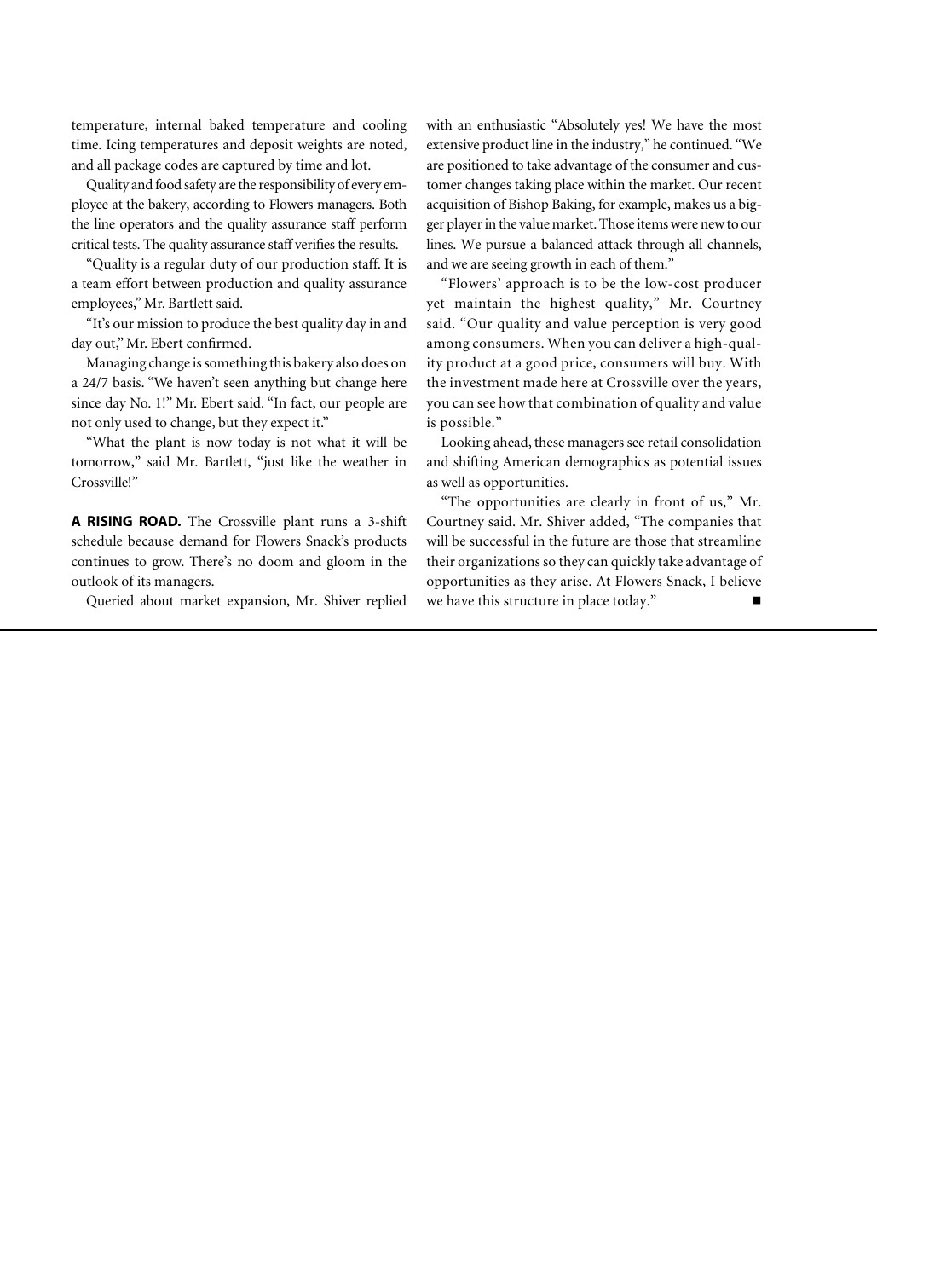temperature, internal baked temperature and cooling time. Icing temperatures and deposit weights are noted, and all package codes are captured by time and lot.

Quality and food safety are the responsibility of every employee at the bakery, according to Flowers managers. Both the line operators and the quality assurance staff perform critical tests. The quality assurance staff verifies the results.

"Quality is a regular duty of our production staff. It is a team effort between production and quality assurance employees," Mr. Bartlett said.

"It's our mission to produce the best quality day in and day out," Mr. Ebert confirmed.

Managing change is something this bakery also does on a 24/7 basis. "We haven't seen anything but change here since day No. 1!" Mr. Ebert said. "In fact, our people are not only used to change, but they expect it."

"What the plant is now today is not what it will be tomorrow," said Mr. Bartlett, "just like the weather in Crossville!"

**A RISING ROAD.** The Crossville plant runs a 3-shift schedule because demand for Flowers Snack's products continues to grow. There's no doom and gloom in the outlook of its managers.

Queried about market expansion, Mr. Shiver replied with an enthusiastic "Absolutely yes! We have the most extensive product line in the industry," he continued. "We are positioned to take advantage of the consumer and customer changes taking place within the market. Our recent acquisition of Bishop Baking, for example, makes us a bigger player in the value market. Those items were new to our lines. We pursue a balanced attack through all channels, and we are seeing growth in each of them."

"Flowers' approach is to be the low-cost producer yet maintain the highest quality," Mr. Courtney said. "Our quality and value perception is very good among consumers. When you can deliver a high-quality product at a good price, consumers will buy. With the investment made here at Crossville over the years, you can see how that combination of quality and value is possible."

Looking ahead, these managers see retail consolidation and shifting American demographics as potential issues as well as opportunities.

"The opportunities are clearly in front of us," Mr. Courtney said. Mr. Shiver added, "The companies that will be successful in the future are those that streamline their organizations so they can quickly take advantage of opportunities as they arise. At Flowers Snack, I believe we have this structure in place today." ■